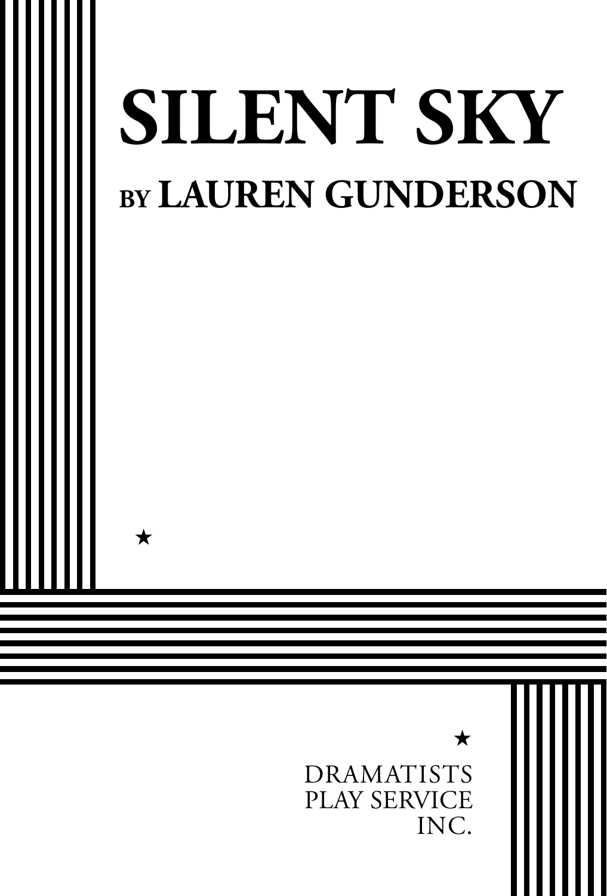# SILENT SKY

## BY LAUREN GUNDERSON

★

★

DRAMATISTS
PLAY SERVICE
INC.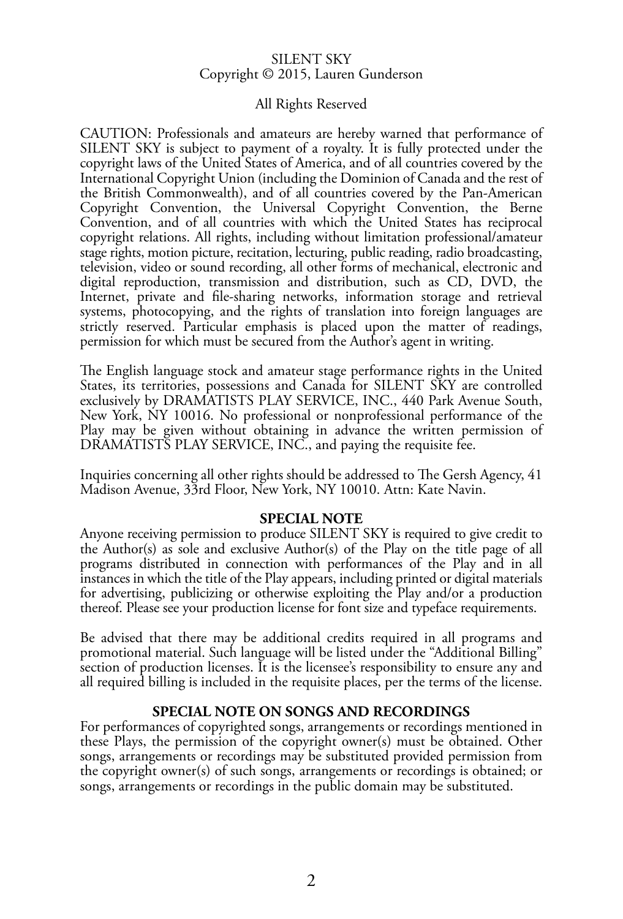SILENT SKY
Copyright © 2015, Lauren Gunderson

All Rights Reserved

CAUTION: Professionals and amateurs are hereby warned that performance of SILENT SKY is subject to payment of a royalty. It is fully protected under the copyright laws of the United States of America, and of all countries covered by the International Copyright Union (including the Dominion of Canada and the rest of the British Commonwealth), and of all countries covered by the Pan-American Copyright Convention, the Universal Copyright Convention, the Berne Convention, and of all countries with which the United States has reciprocal copyright relations. All rights, including without limitation professional/amateur stage rights, motion picture, recitation, lecturing, public reading, radio broadcasting, television, video or sound recording, all other forms of mechanical, electronic and digital reproduction, transmission and distribution, such as CD, DVD, the Internet, private and file-sharing networks, information storage and retrieval systems, photocopying, and the rights of translation into foreign languages are strictly reserved. Particular emphasis is placed upon the matter of readings, permission for which must be secured from the Author's agent in writing.

The English language stock and amateur stage performance rights in the United States, its territories, possessions and Canada for SILENT SKY are controlled exclusively by DRAMATISTS PLAY SERVICE, INC., 440 Park Avenue South, New York, NY 10016. No professional or nonprofessional performance of the Play may be given without obtaining in advance the written permission of DRAMATISTS PLAY SERVICE, INC., and paying the requisite fee.

Inquiries concerning all other rights should be addressed to The Gersh Agency, 41 Madison Avenue, 33rd Floor, New York, NY 10010. Attn: Kate Navin.

**SPECIAL NOTE**

Anyone receiving permission to produce SILENT SKY is required to give credit to the Author(s) as sole and exclusive Author(s) of the Play on the title page of all programs distributed in connection with performances of the Play and in all instances in which the title of the Play appears, including printed or digital materials for advertising, publicizing or otherwise exploiting the Play and/or a production thereof. Please see your production license for font size and typeface requirements.

Be advised that there may be additional credits required in all programs and promotional material. Such language will be listed under the "Additional Billing" section of production licenses. It is the licensee's responsibility to ensure any and all required billing is included in the requisite places, per the terms of the license.

**SPECIAL NOTE ON SONGS AND RECORDINGS**

For performances of copyrighted songs, arrangements or recordings mentioned in these Plays, the permission of the copyright owner(s) must be obtained. Other songs, arrangements or recordings may be substituted provided permission from the copyright owner(s) of such songs, arrangements or recordings is obtained; or songs, arrangements or recordings in the public domain may be substituted.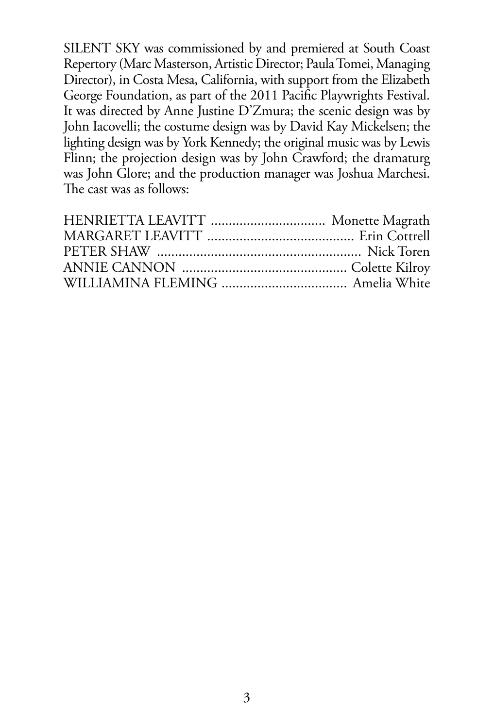SILENT SKY was commissioned by and premiered at South Coast Repertory (Marc Masterson, Artistic Director; Paula Tomei, Managing Director), in Costa Mesa, California, with support from the Elizabeth George Foundation, as part of the 2011 Pacific Playwrights Festival. It was directed by Anne Justine D'Zmura; the scenic design was by John Iacovelli; the costume design was by David Kay Mickelsen; the lighting design was by York Kennedy; the original music was by Lewis Flinn; the projection design was by John Crawford; the dramaturg was John Glore; and the production manager was Joshua Marchesi. The cast was as follows:

HENRIETTA LEAVITT ................................ Monette Magrath
MARGARET LEAVITT ......................................... Erin Cottrell
PETER SHAW ......................................................... Nick Toren
ANNIE CANNON .............................................. Colette Kilroy
WILLIAMINA FLEMING ................................... Amelia White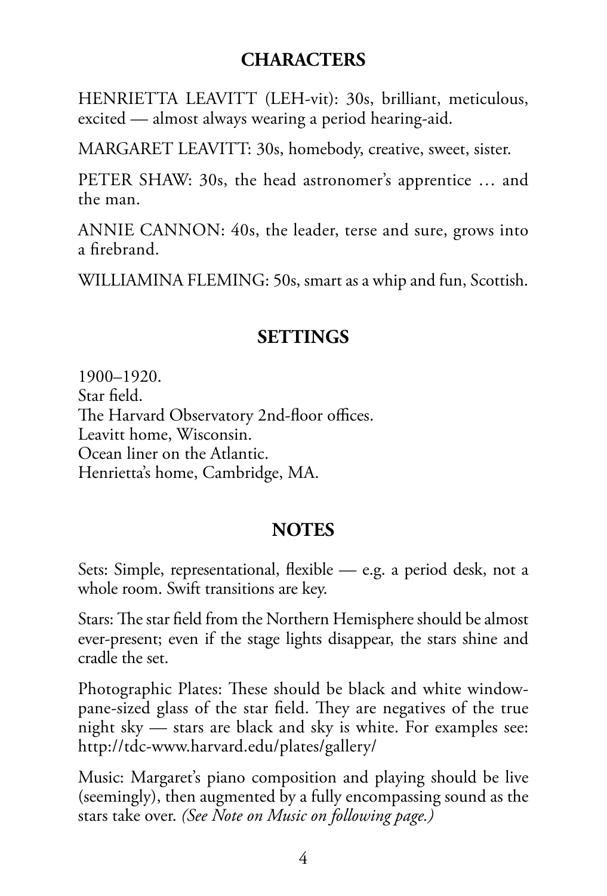## CHARACTERS

HENRIETTA LEAVITT (LEH-vit): 30s, brilliant, meticulous, excited — almost always wearing a period hearing-aid.

MARGARET LEAVITT: 30s, homebody, creative, sweet, sister.

PETER SHAW: 30s, the head astronomer's apprentice … and the man.

ANNIE CANNON: 40s, the leader, terse and sure, grows into a firebrand.

WILLIAMINA FLEMING: 50s, smart as a whip and fun, Scottish.

## SETTINGS

1900–1920.
Star field.
The Harvard Observatory 2nd-floor offices.
Leavitt home, Wisconsin.
Ocean liner on the Atlantic.
Henrietta's home, Cambridge, MA.

## NOTES

Sets: Simple, representational, flexible — e.g. a period desk, not a whole room. Swift transitions are key.

Stars: The star field from the Northern Hemisphere should be almost ever-present; even if the stage lights disappear, the stars shine and cradle the set.

Photographic Plates: These should be black and white window-pane-sized glass of the star field. They are negatives of the true night sky — stars are black and sky is white. For examples see: http://tdc-www.harvard.edu/plates/gallery/

Music: Margaret's piano composition and playing should be live (seemingly), then augmented by a fully encompassing sound as the stars take over. *(See Note on Music on following page.)*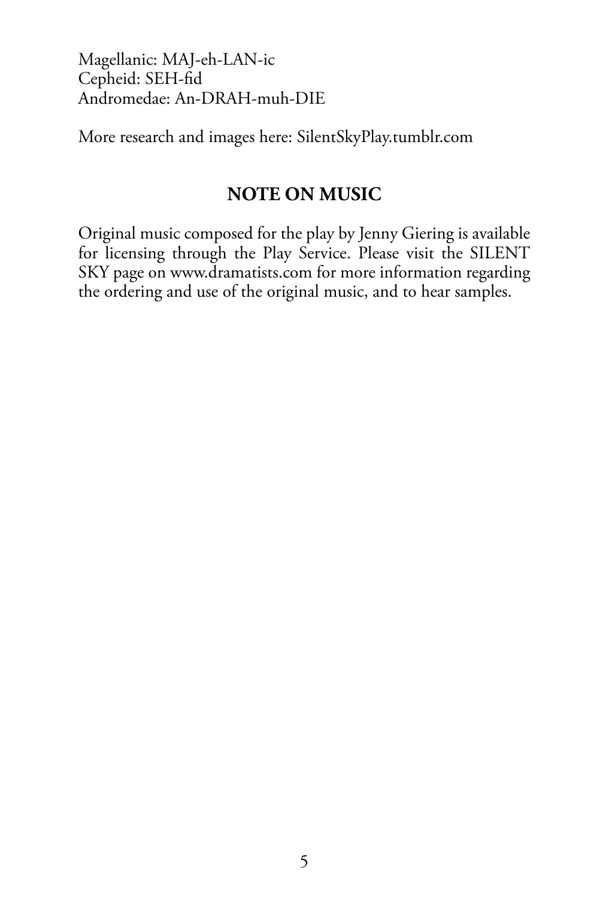Magellanic: MAJ-eh-LAN-ic
Cepheid: SEH-fid
Andromedae: An-DRAH-muh-DIE

More research and images here: SilentSkyPlay.tumblr.com

## NOTE ON MUSIC

Original music composed for the play by Jenny Giering is available for licensing through the Play Service. Please visit the SILENT SKY page on www.dramatists.com for more information regarding the ordering and use of the original music, and to hear samples.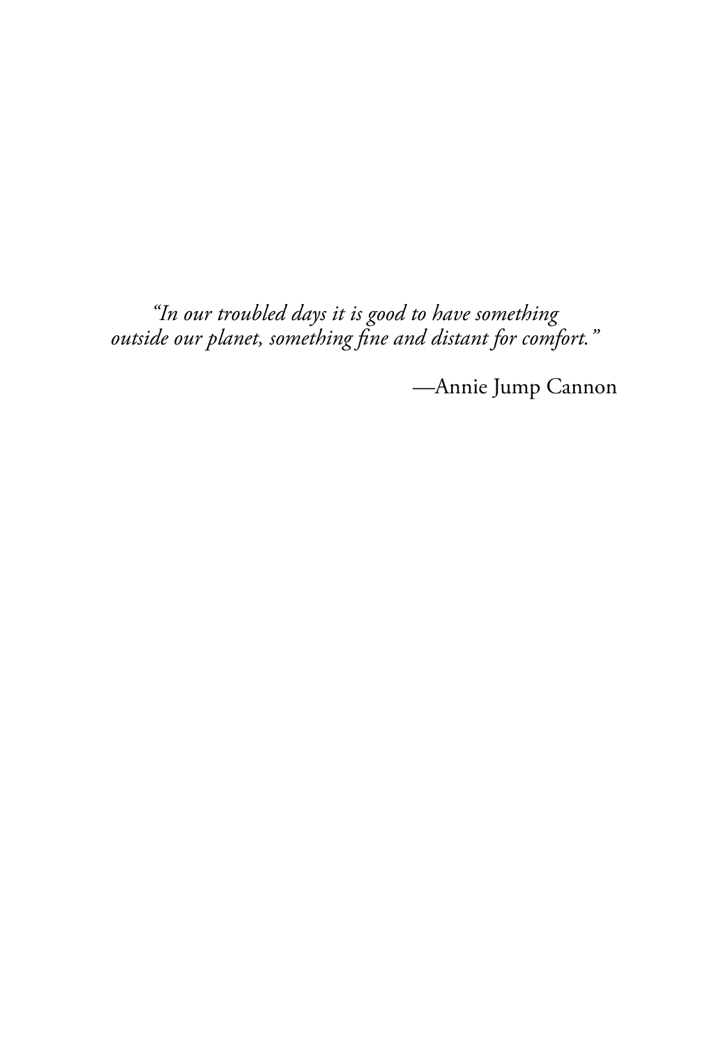*"In our troubled days it is good to have something outside our planet, something fine and distant for comfort."*

—Annie Jump Cannon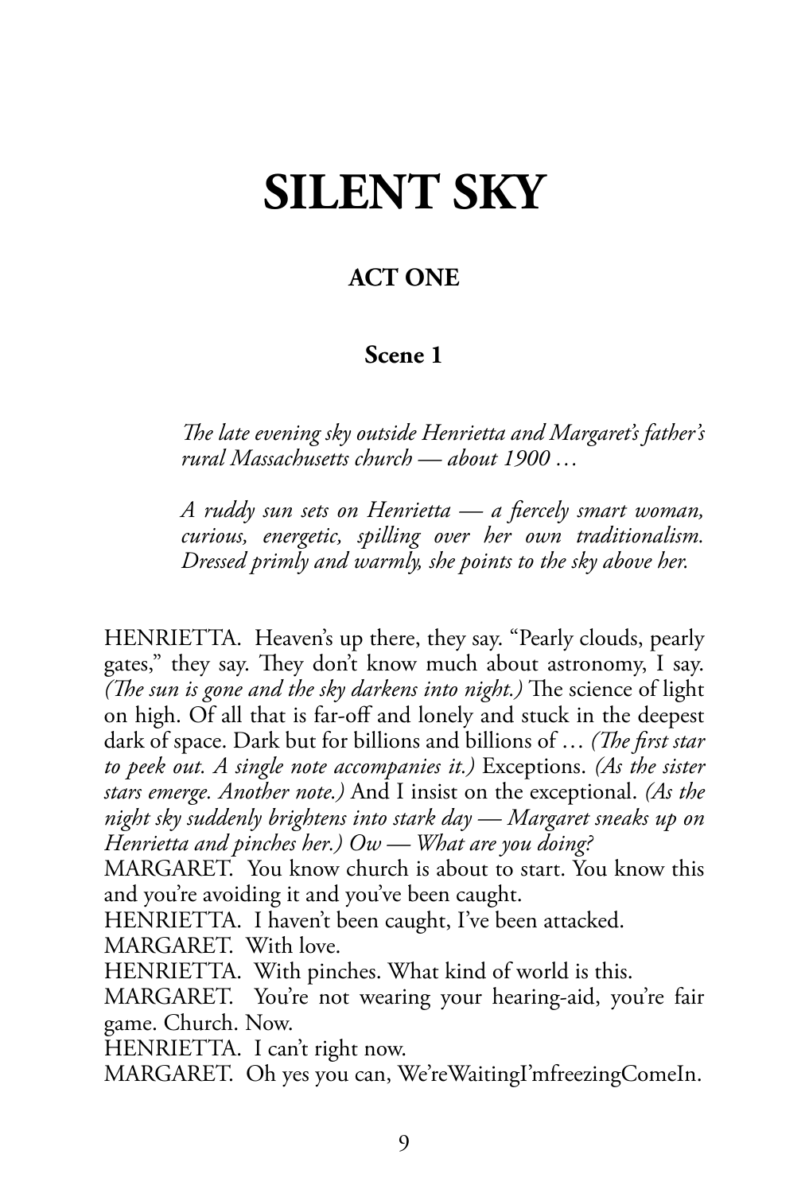# SILENT SKY

## ACT ONE

### Scene 1

*The late evening sky outside Henrietta and Margaret's father's rural Massachusetts church — about 1900 …*

*A ruddy sun sets on Henrietta — a fiercely smart woman, curious, energetic, spilling over her own traditionalism. Dressed primly and warmly, she points to the sky above her.*

HENRIETTA. Heaven's up there, they say. "Pearly clouds, pearly gates," they say. They don't know much about astronomy, I say. *(The sun is gone and the sky darkens into night.)* The science of light on high. Of all that is far-off and lonely and stuck in the deepest dark of space. Dark but for billions and billions of … *(The first star to peek out. A single note accompanies it.)* Exceptions. *(As the sister stars emerge. Another note.)* And I insist on the exceptional. *(As the night sky suddenly brightens into stark day — Margaret sneaks up on Henrietta and pinches her.)* Ow — What are you doing?

MARGARET. You know church is about to start. You know this and you're avoiding it and you've been caught.

HENRIETTA. I haven't been caught, I've been attacked.

MARGARET. With love.

HENRIETTA. With pinches. What kind of world is this.

MARGARET. You're not wearing your hearing-aid, you're fair game. Church. Now.

HENRIETTA. I can't right now.

MARGARET. Oh yes you can, We'reWaitingI'mfreezingComeIn.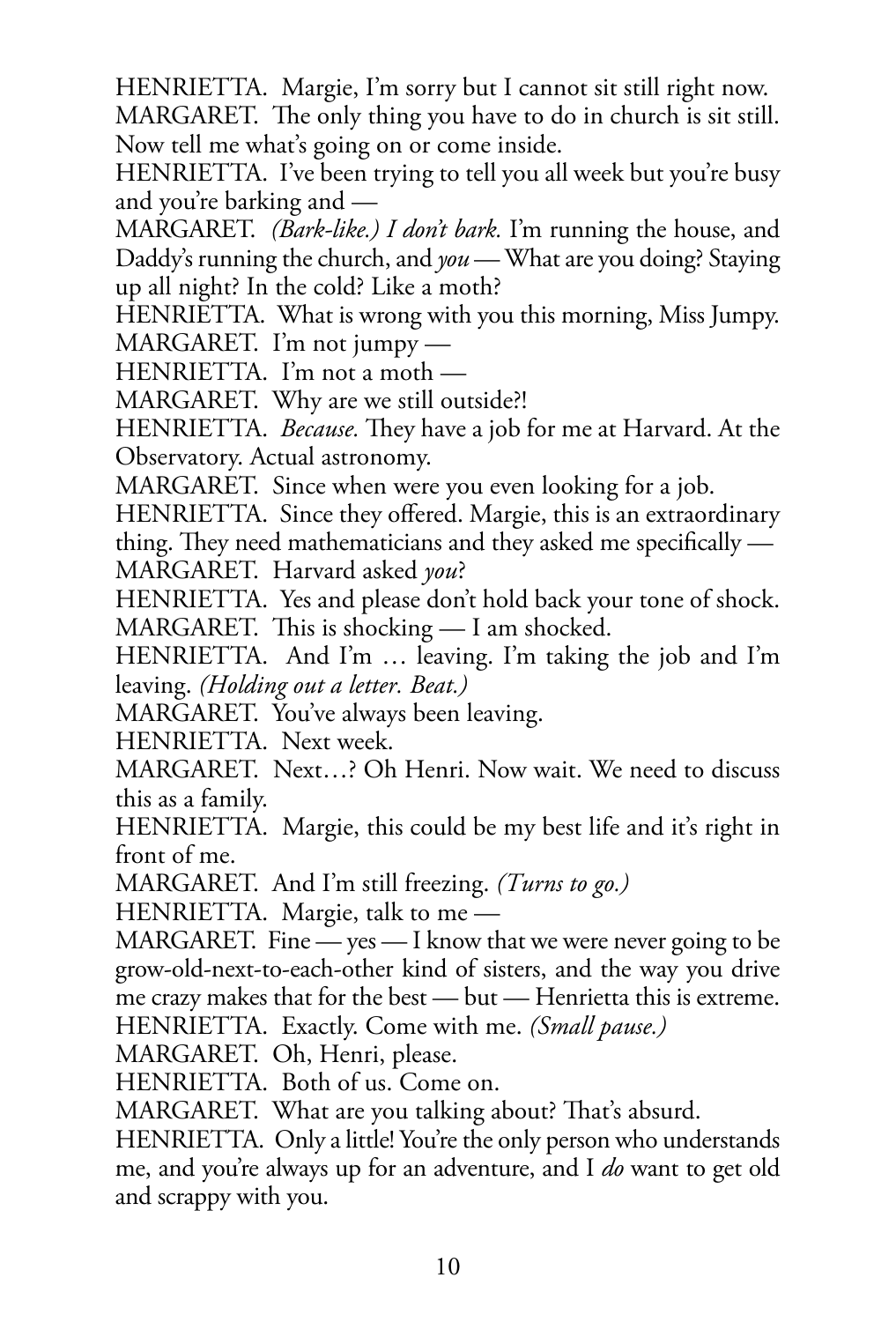HENRIETTA. Margie, I'm sorry but I cannot sit still right now.

MARGARET. The only thing you have to do in church is sit still. Now tell me what's going on or come inside.

HENRIETTA. I've been trying to tell you all week but you're busy and you're barking and —

MARGARET. *(Bark-like.) I don't bark.* I'm running the house, and Daddy's running the church, and *you* — What are you doing? Staying up all night? In the cold? Like a moth?

HENRIETTA. What is wrong with you this morning, Miss Jumpy.

MARGARET. I'm not jumpy —

HENRIETTA. I'm not a moth —

MARGARET. Why are we still outside?!

HENRIETTA. *Because.* They have a job for me at Harvard. At the Observatory. Actual astronomy.

MARGARET. Since when were you even looking for a job.

HENRIETTA. Since they offered. Margie, this is an extraordinary thing. They need mathematicians and they asked me specifically —

MARGARET. Harvard asked *you*?

HENRIETTA. Yes and please don't hold back your tone of shock.

MARGARET. This is shocking — I am shocked.

HENRIETTA. And I'm … leaving. I'm taking the job and I'm leaving. *(Holding out a letter. Beat.)*

MARGARET. You've always been leaving.

HENRIETTA. Next week.

MARGARET. Next…? Oh Henri. Now wait. We need to discuss this as a family.

HENRIETTA. Margie, this could be my best life and it's right in front of me.

MARGARET. And I'm still freezing. *(Turns to go.)*

HENRIETTA. Margie, talk to me —

MARGARET. Fine — yes — I know that we were never going to be grow-old-next-to-each-other kind of sisters, and the way you drive me crazy makes that for the best — but — Henrietta this is extreme.

HENRIETTA. Exactly. Come with me. *(Small pause.)*

MARGARET. Oh, Henri, please.

HENRIETTA. Both of us. Come on.

MARGARET. What are you talking about? That's absurd.

HENRIETTA. Only a little! You're the only person who understands me, and you're always up for an adventure, and I *do* want to get old and scrappy with you.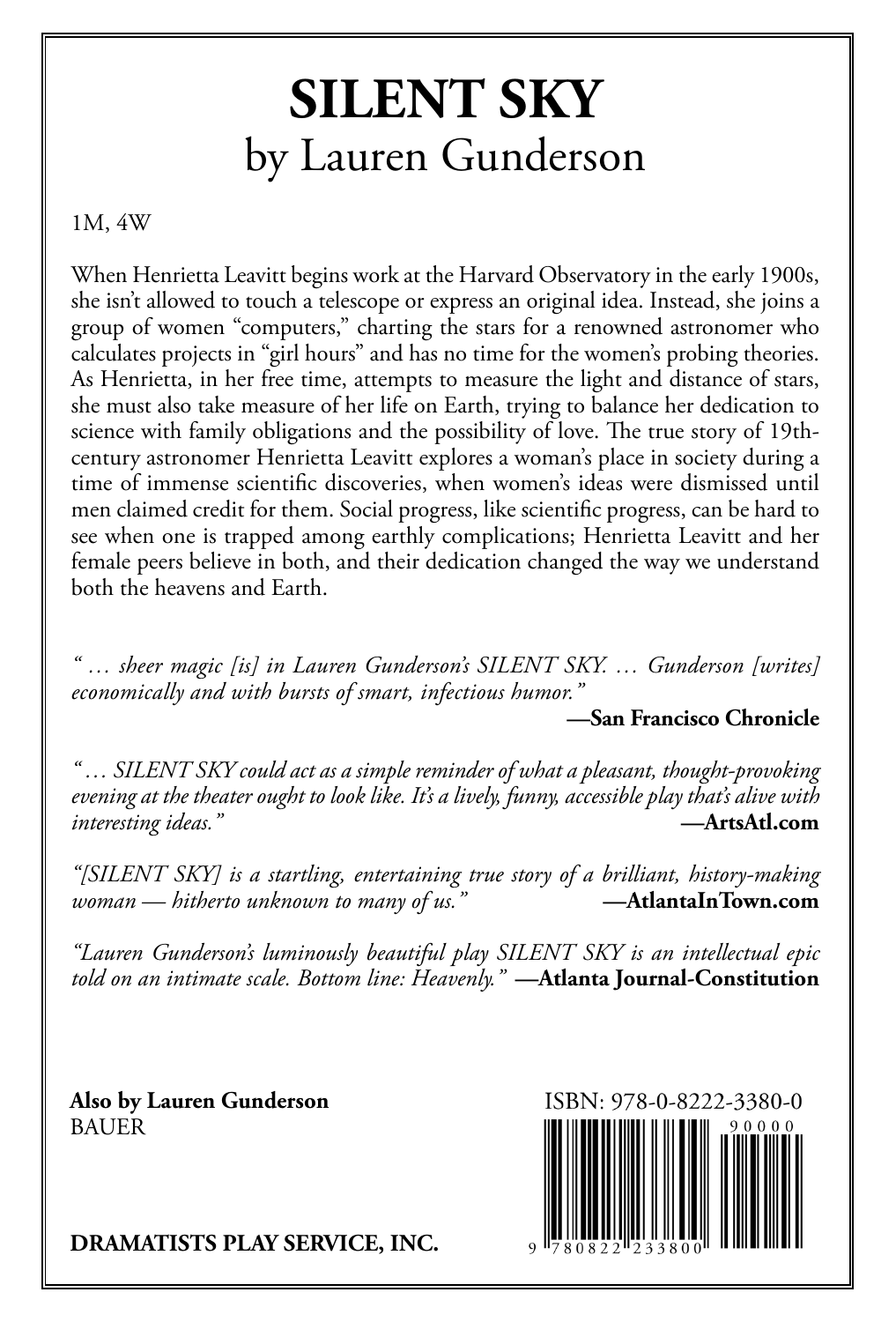# SILENT SKY

## by Lauren Gunderson

1M, 4W

When Henrietta Leavitt begins work at the Harvard Observatory in the early 1900s, she isn't allowed to touch a telescope or express an original idea. Instead, she joins a group of women "computers," charting the stars for a renowned astronomer who calculates projects in "girl hours" and has no time for the women's probing theories. As Henrietta, in her free time, attempts to measure the light and distance of stars, she must also take measure of her life on Earth, trying to balance her dedication to science with family obligations and the possibility of love. The true story of 19th-century astronomer Henrietta Leavitt explores a woman's place in society during a time of immense scientific discoveries, when women's ideas were dismissed until men claimed credit for them. Social progress, like scientific progress, can be hard to see when one is trapped among earthly complications; Henrietta Leavitt and her female peers believe in both, and their dedication changed the way we understand both the heavens and Earth.

*" … sheer magic [is] in Lauren Gunderson's SILENT SKY. … Gunderson [writes] economically and with bursts of smart, infectious humor."*

**—San Francisco Chronicle**

*" … SILENT SKY could act as a simple reminder of what a pleasant, thought-provoking evening at the theater ought to look like. It's a lively, funny, accessible play that's alive with interesting ideas."* **—ArtsAtl.com**

*"[SILENT SKY] is a startling, entertaining true story of a brilliant, history-making woman — hitherto unknown to many of us."* **—AtlantaInTown.com**

*"Lauren Gunderson's luminously beautiful play SILENT SKY is an intellectual epic told on an intimate scale. Bottom line: Heavenly."* **—Atlanta Journal-Constitution**

**Also by Lauren Gunderson**
BAUER

ISBN: 978-0-8222-3380-0

90000

9 780822 233800

**DRAMATISTS PLAY SERVICE, INC.**